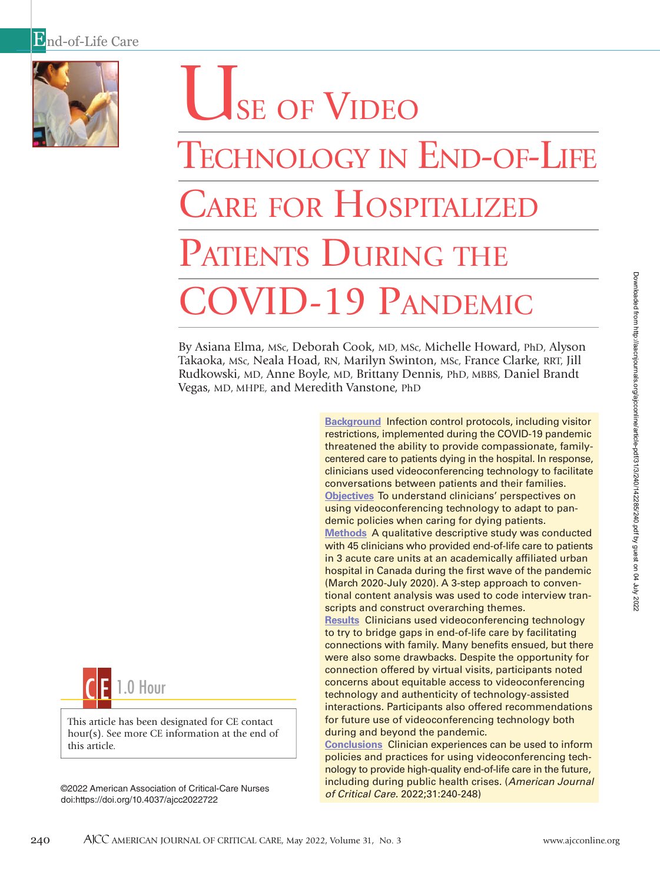# Use of Video Technology in End-of-Life Care for Hospitalized Patients During the COVID-19 Pandemic

By Asiana Elma, MSc, Deborah Cook, MD, MSc, Michelle Howard, PhD, Alyson Takaoka, MSc, Neala Hoad, RN, Marilyn Swinton, MSc, France Clarke, RRT, Jill Rudkowski, MD, Anne Boyle, MD, Brittany Dennis, PhD, MBBS, Daniel Brandt Vegas, MD, MHPE, and Meredith Vanstone, PhD

**Background** Infection control protocols, including visitor restrictions, implemented during the COVID-19 pandemic threatened the ability to provide compassionate, family-centered care to patients dying in the hospital. In response, clinicians used videoconferencing technology to facilitate conversations between patients and their families.
**Objectives** To understand clinicians' perspectives on using videoconferencing technology to adapt to pandemic policies when caring for dying patients.
**Methods** A qualitative descriptive study was conducted with 45 clinicians who provided end-of-life care to patients in 3 acute care units at an academically affiliated urban hospital in Canada during the first wave of the pandemic (March 2020-July 2020). A 3-step approach to conventional content analysis was used to code interview transcripts and construct overarching themes.
**Results** Clinicians used videoconferencing technology to try to bridge gaps in end-of-life care by facilitating connections with family. Many benefits ensued, but there were also some drawbacks. Despite the opportunity for connection offered by virtual visits, participants noted concerns about equitable access to videoconferencing technology and authenticity of technology-assisted interactions. Participants also offered recommendations for future use of videoconferencing technology both during and beyond the pandemic.
**Conclusions** Clinician experiences can be used to inform policies and practices for using videoconferencing technology to provide high-quality end-of-life care in the future, including during public health crises. (*American Journal of Critical Care*. 2022;31:240-248)

CE 1.0 Hour

This article has been designated for CE contact hour(s). See more CE information at the end of this article.

©2022 American Association of Critical-Care Nurses
doi:https://doi.org/10.4037/ajcc2022722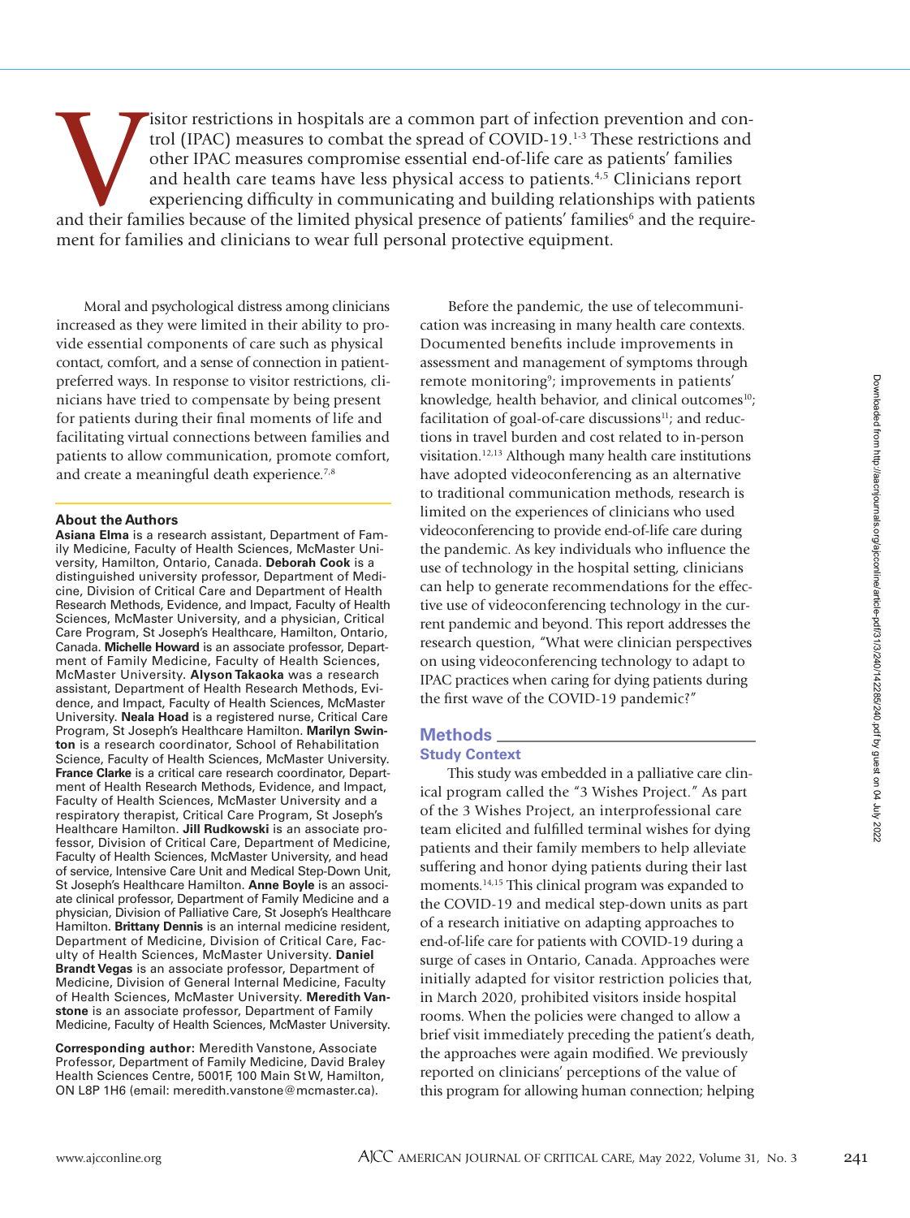Visitor restrictions in hospitals are a common part of infection prevention and control (IPAC) measures to combat the spread of COVID-19.[1-3] These restrictions and other IPAC measures compromise essential end-of-life care as patients' families and health care teams have less physical access to patients.[4,5] Clinicians report experiencing difficulty in communicating and building relationships with patients and their families because of the limited physical presence of patients' families[6] and the requirement for families and clinicians to wear full personal protective equipment.

Moral and psychological distress among clinicians increased as they were limited in their ability to provide essential components of care such as physical contact, comfort, and a sense of connection in patient-preferred ways. In response to visitor restrictions, clinicians have tried to compensate by being present for patients during their final moments of life and facilitating virtual connections between families and patients to allow communication, promote comfort, and create a meaningful death experience.[7,8]

**About the Authors**

**Asiana Elma** is a research assistant, Department of Family Medicine, Faculty of Health Sciences, McMaster University, Hamilton, Ontario, Canada. **Deborah Cook** is a distinguished university professor, Department of Medicine, Division of Critical Care and Department of Health Research Methods, Evidence, and Impact, Faculty of Health Sciences, McMaster University, and a physician, Critical Care Program, St Joseph's Healthcare, Hamilton, Ontario, Canada. **Michelle Howard** is an associate professor, Department of Family Medicine, Faculty of Health Sciences, McMaster University. **Alyson Takaoka** was a research assistant, Department of Health Research Methods, Evidence, and Impact, Faculty of Health Sciences, McMaster University. **Neala Hoad** is a registered nurse, Critical Care Program, St Joseph's Healthcare Hamilton. **Marilyn Swinton** is a research coordinator, School of Rehabilitation Science, Faculty of Health Sciences, McMaster University. **France Clarke** is a critical care research coordinator, Department of Health Research Methods, Evidence, and Impact, Faculty of Health Sciences, McMaster University and a respiratory therapist, Critical Care Program, St Joseph's Healthcare Hamilton. **Jill Rudkowski** is an associate professor, Division of Critical Care, Department of Medicine, Faculty of Health Sciences, McMaster University, and head of service, Intensive Care Unit and Medical Step-Down Unit, St Joseph's Healthcare Hamilton. **Anne Boyle** is an associate clinical professor, Department of Family Medicine and a physician, Division of Palliative Care, St Joseph's Healthcare Hamilton. **Brittany Dennis** is an internal medicine resident, Department of Medicine, Division of Critical Care, Faculty of Health Sciences, McMaster University. **Daniel Brandt Vegas** is an associate professor, Department of Medicine, Division of General Internal Medicine, Faculty of Health Sciences, McMaster University. **Meredith Vanstone** is an associate professor, Department of Family Medicine, Faculty of Health Sciences, McMaster University.

**Corresponding author:** Meredith Vanstone, Associate Professor, Department of Family Medicine, David Braley Health Sciences Centre, 5001F, 100 Main St W, Hamilton, ON L8P 1H6 (email: meredith.vanstone@mcmaster.ca).

Before the pandemic, the use of telecommunication was increasing in many health care contexts. Documented benefits include improvements in assessment and management of symptoms through remote monitoring[9]; improvements in patients' knowledge, health behavior, and clinical outcomes[10]; facilitation of goal-of-care discussions[11]; and reductions in travel burden and cost related to in-person visitation.[12,13] Although many health care institutions have adopted videoconferencing as an alternative to traditional communication methods, research is limited on the experiences of clinicians who used videoconferencing to provide end-of-life care during the pandemic. As key individuals who influence the use of technology in the hospital setting, clinicians can help to generate recommendations for the effective use of videoconferencing technology in the current pandemic and beyond. This report addresses the research question, "What were clinician perspectives on using videoconferencing technology to adapt to IPAC practices when caring for dying patients during the first wave of the COVID-19 pandemic?"

## Methods

### Study Context

This study was embedded in a palliative care clinical program called the "3 Wishes Project." As part of the 3 Wishes Project, an interprofessional care team elicited and fulfilled terminal wishes for dying patients and their family members to help alleviate suffering and honor dying patients during their last moments.[14,15] This clinical program was expanded to the COVID-19 and medical step-down units as part of a research initiative on adapting approaches to end-of-life care for patients with COVID-19 during a surge of cases in Ontario, Canada. Approaches were initially adapted for visitor restriction policies that, in March 2020, prohibited visitors inside hospital rooms. When the policies were changed to allow a brief visit immediately preceding the patient's death, the approaches were again modified. We previously reported on clinicians' perceptions of the value of this program for allowing human connection; helping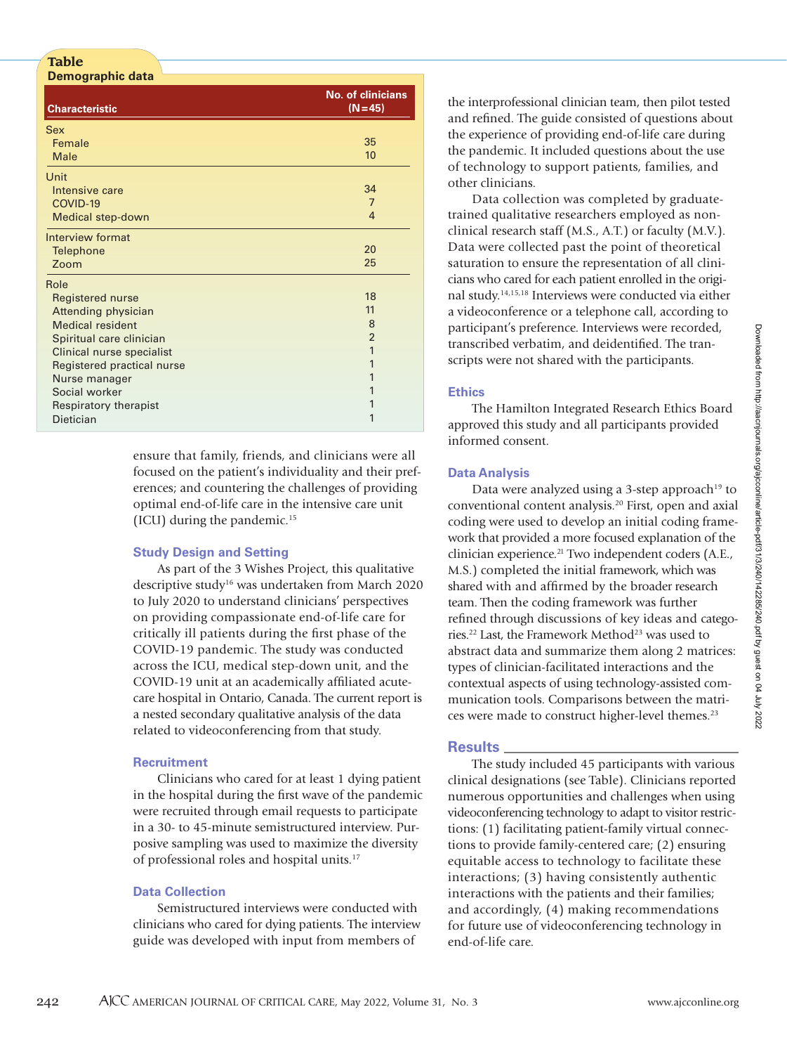**Table**
**Demographic data**

| Characteristic | No. of clinicians (N = 45) |
|---|---|
| Sex | |
| Female | 35 |
| Male | 10 |
| Unit | |
| Intensive care | 34 |
| COVID-19 | 7 |
| Medical step-down | 4 |
| Interview format | |
| Telephone | 20 |
| Zoom | 25 |
| Role | |
| Registered nurse | 18 |
| Attending physician | 11 |
| Medical resident | 8 |
| Spiritual care clinician | 2 |
| Clinical nurse specialist | 1 |
| Registered practical nurse | 1 |
| Nurse manager | 1 |
| Social worker | 1 |
| Respiratory therapist | 1 |
| Dietician | 1 |

ensure that family, friends, and clinicians were all focused on the patient's individuality and their preferences; and countering the challenges of providing optimal end-of-life care in the intensive care unit (ICU) during the pandemic.[15]

### Study Design and Setting

As part of the 3 Wishes Project, this qualitative descriptive study[16] was undertaken from March 2020 to July 2020 to understand clinicians' perspectives on providing compassionate end-of-life care for critically ill patients during the first phase of the COVID-19 pandemic. The study was conducted across the ICU, medical step-down unit, and the COVID-19 unit at an academically affiliated acute-care hospital in Ontario, Canada. The current report is a nested secondary qualitative analysis of the data related to videoconferencing from that study.

### Recruitment

Clinicians who cared for at least 1 dying patient in the hospital during the first wave of the pandemic were recruited through email requests to participate in a 30- to 45-minute semistructured interview. Purposive sampling was used to maximize the diversity of professional roles and hospital units.[17]

### Data Collection

Semistructured interviews were conducted with clinicians who cared for dying patients. The interview guide was developed with input from members of the interprofessional clinician team, then pilot tested and refined. The guide consisted of questions about the experience of providing end-of-life care during the pandemic. It included questions about the use of technology to support patients, families, and other clinicians.

Data collection was completed by graduate-trained qualitative researchers employed as nonclinical research staff (M.S., A.T.) or faculty (M.V.). Data were collected past the point of theoretical saturation to ensure the representation of all clinicians who cared for each patient enrolled in the original study.[14,15,18] Interviews were conducted via either a videoconference or a telephone call, according to participant's preference. Interviews were recorded, transcribed verbatim, and deidentified. The transcripts were not shared with the participants.

### Ethics

The Hamilton Integrated Research Ethics Board approved this study and all participants provided informed consent.

### Data Analysis

Data were analyzed using a 3-step approach[19] to conventional content analysis.[20] First, open and axial coding were used to develop an initial coding framework that provided a more focused explanation of the clinician experience.[21] Two independent coders (A.E., M.S.) completed the initial framework, which was shared with and affirmed by the broader research team. Then the coding framework was further refined through discussions of key ideas and categories.[22] Last, the Framework Method[23] was used to abstract data and summarize them along 2 matrices: types of clinician-facilitated interactions and the contextual aspects of using technology-assisted communication tools. Comparisons between the matrices were made to construct higher-level themes.[23]

## Results

The study included 45 participants with various clinical designations (see Table). Clinicians reported numerous opportunities and challenges when using videoconferencing technology to adapt to visitor restrictions: (1) facilitating patient-family virtual connections to provide family-centered care; (2) ensuring equitable access to technology to facilitate these interactions; (3) having consistently authentic interactions with the patients and their families; and accordingly, (4) making recommendations for future use of videoconferencing technology in end-of-life care.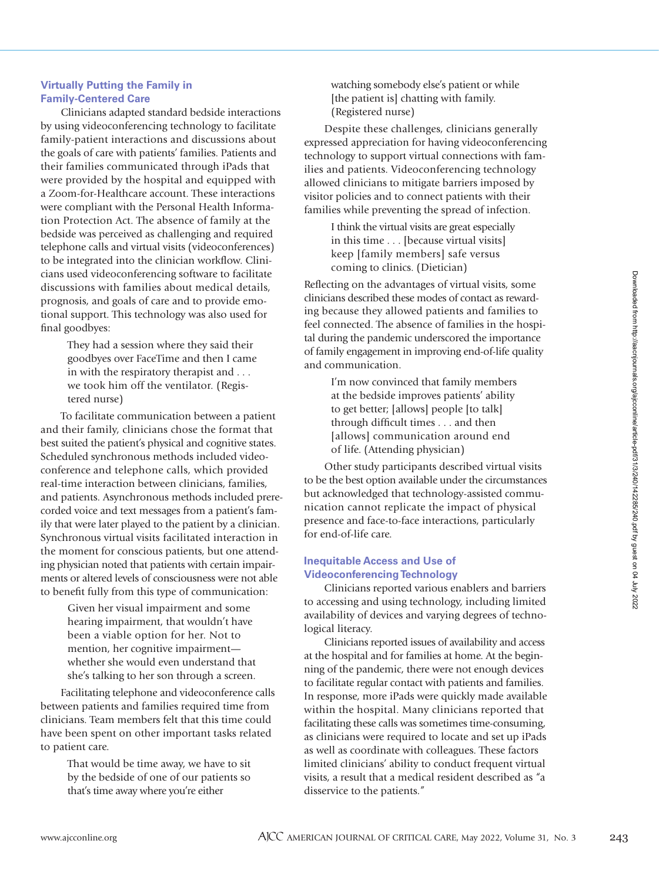### Virtually Putting the Family in Family-Centered Care

Clinicians adapted standard bedside interactions by using videoconferencing technology to facilitate family-patient interactions and discussions about the goals of care with patients' families. Patients and their families communicated through iPads that were provided by the hospital and equipped with a Zoom-for-Healthcare account. These interactions were compliant with the Personal Health Information Protection Act. The absence of family at the bedside was perceived as challenging and required telephone calls and virtual visits (videoconferences) to be integrated into the clinician workflow. Clinicians used videoconferencing software to facilitate discussions with families about medical details, prognosis, and goals of care and to provide emotional support. This technology was also used for final goodbyes:

> They had a session where they said their goodbyes over FaceTime and then I came in with the respiratory therapist and . . . we took him off the ventilator. (Registered nurse)

To facilitate communication between a patient and their family, clinicians chose the format that best suited the patient's physical and cognitive states. Scheduled synchronous methods included videoconference and telephone calls, which provided real-time interaction between clinicians, families, and patients. Asynchronous methods included prerecorded voice and text messages from a patient's family that were later played to the patient by a clinician. Synchronous virtual visits facilitated interaction in the moment for conscious patients, but one attending physician noted that patients with certain impairments or altered levels of consciousness were not able to benefit fully from this type of communication:

> Given her visual impairment and some hearing impairment, that wouldn't have been a viable option for her. Not to mention, her cognitive impairment—whether she would even understand that she's talking to her son through a screen.

Facilitating telephone and videoconference calls between patients and families required time from clinicians. Team members felt that this time could have been spent on other important tasks related to patient care.

> That would be time away, we have to sit by the bedside of one of our patients so that's time away where you're either watching somebody else's patient or while [the patient is] chatting with family. (Registered nurse)

Despite these challenges, clinicians generally expressed appreciation for having videoconferencing technology to support virtual connections with families and patients. Videoconferencing technology allowed clinicians to mitigate barriers imposed by visitor policies and to connect patients with their families while preventing the spread of infection.

> I think the virtual visits are great especially in this time . . . [because virtual visits] keep [family members] safe versus coming to clinics. (Dietician)

Reflecting on the advantages of virtual visits, some clinicians described these modes of contact as rewarding because they allowed patients and families to feel connected. The absence of families in the hospital during the pandemic underscored the importance of family engagement in improving end-of-life quality and communication.

> I'm now convinced that family members at the bedside improves patients' ability to get better; [allows] people [to talk] through difficult times . . . and then [allows] communication around end of life. (Attending physician)

Other study participants described virtual visits to be the best option available under the circumstances but acknowledged that technology-assisted communication cannot replicate the impact of physical presence and face-to-face interactions, particularly for end-of-life care.

### Inequitable Access and Use of Videoconferencing Technology

Clinicians reported various enablers and barriers to accessing and using technology, including limited availability of devices and varying degrees of technological literacy.

Clinicians reported issues of availability and access at the hospital and for families at home. At the beginning of the pandemic, there were not enough devices to facilitate regular contact with patients and families. In response, more iPads were quickly made available within the hospital. Many clinicians reported that facilitating these calls was sometimes time-consuming, as clinicians were required to locate and set up iPads as well as coordinate with colleagues. These factors limited clinicians' ability to conduct frequent virtual visits, a result that a medical resident described as "a disservice to the patients."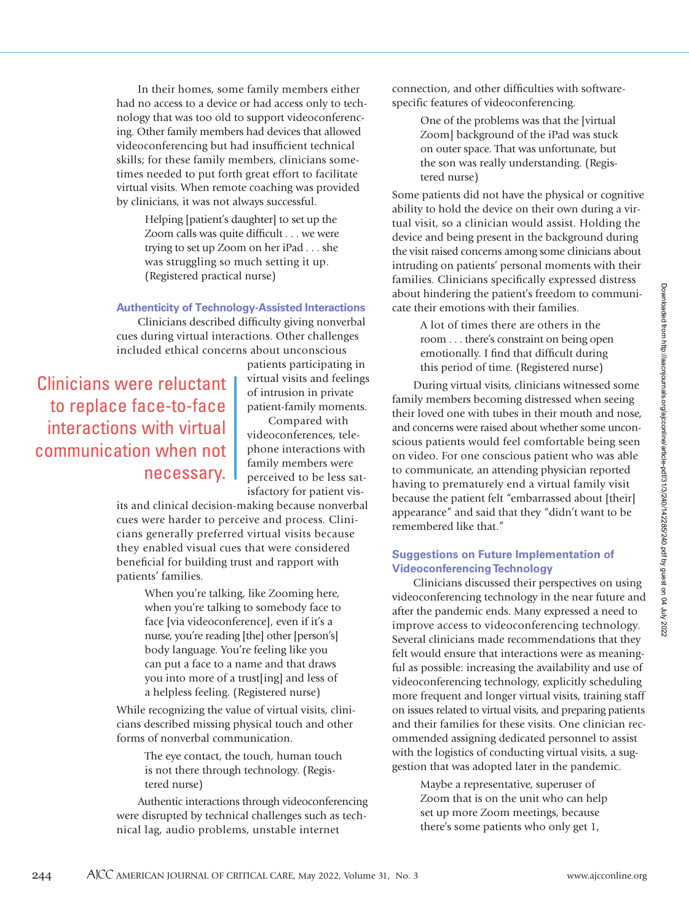In their homes, some family members either had no access to a device or had access only to technology that was too old to support videoconferencing. Other family members had devices that allowed videoconferencing but had insufficient technical skills; for these family members, clinicians sometimes needed to put forth great effort to facilitate virtual visits. When remote coaching was provided by clinicians, it was not always successful.

> Helping [patient's daughter] to set up the Zoom calls was quite difficult . . . we were trying to set up Zoom on her iPad . . . she was struggling so much setting it up. (Registered practical nurse)

### Authenticity of Technology-Assisted Interactions

Clinicians described difficulty giving nonverbal cues during virtual interactions. Other challenges included ethical concerns about unconscious patients participating in virtual visits and feelings of intrusion in private patient-family moments.

> Clinicians were reluctant to replace face-to-face interactions with virtual communication when not necessary.

Compared with videoconferences, telephone interactions with family members were perceived to be less satisfactory for patient visits and clinical decision-making because nonverbal cues were harder to perceive and process. Clinicians generally preferred virtual visits because they enabled visual cues that were considered beneficial for building trust and rapport with patients' families.

> When you're talking, like Zooming here, when you're talking to somebody face to face [via videoconference], even if it's a nurse, you're reading [the] other [person's] body language. You're feeling like you can put a face to a name and that draws you into more of a trust[ing] and less of a helpless feeling. (Registered nurse)

While recognizing the value of virtual visits, clinicians described missing physical touch and other forms of nonverbal communication.

> The eye contact, the touch, human touch is not there through technology. (Registered nurse)

Authentic interactions through videoconferencing were disrupted by technical challenges such as technical lag, audio problems, unstable internet connection, and other difficulties with software-specific features of videoconferencing.

> One of the problems was that the [virtual Zoom] background of the iPad was stuck on outer space. That was unfortunate, but the son was really understanding. (Registered nurse)

Some patients did not have the physical or cognitive ability to hold the device on their own during a virtual visit, so a clinician would assist. Holding the device and being present in the background during the visit raised concerns among some clinicians about intruding on patients' personal moments with their families. Clinicians specifically expressed distress about hindering the patient's freedom to communicate their emotions with their families.

> A lot of times there are others in the room . . . there's constraint on being open emotionally. I find that difficult during this period of time. (Registered nurse)

During virtual visits, clinicians witnessed some family members becoming distressed when seeing their loved one with tubes in their mouth and nose, and concerns were raised about whether some unconscious patients would feel comfortable being seen on video. For one conscious patient who was able to communicate, an attending physician reported having to prematurely end a virtual family visit because the patient felt "embarrassed about [their] appearance" and said that they "didn't want to be remembered like that."

### Suggestions on Future Implementation of Videoconferencing Technology

Clinicians discussed their perspectives on using videoconferencing technology in the near future and after the pandemic ends. Many expressed a need to improve access to videoconferencing technology. Several clinicians made recommendations that they felt would ensure that interactions were as meaningful as possible: increasing the availability and use of videoconferencing technology, explicitly scheduling more frequent and longer virtual visits, training staff on issues related to virtual visits, and preparing patients and their families for these visits. One clinician recommended assigning dedicated personnel to assist with the logistics of conducting virtual visits, a suggestion that was adopted later in the pandemic.

> Maybe a representative, superuser of Zoom that is on the unit who can help set up more Zoom meetings, because there's some patients who only get 1,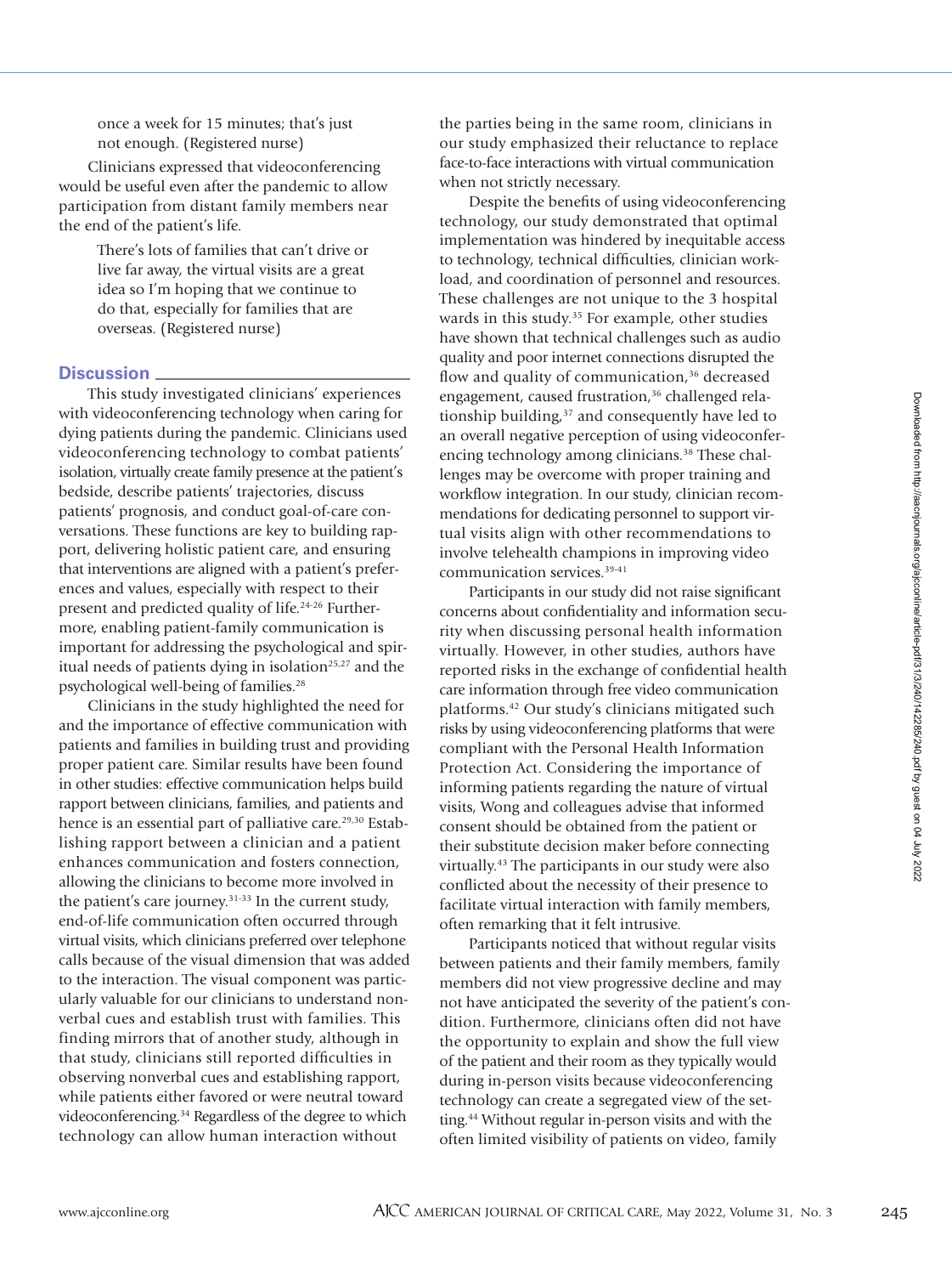> once a week for 15 minutes; that's just not enough. (Registered nurse)

Clinicians expressed that videoconferencing would be useful even after the pandemic to allow participation from distant family members near the end of the patient's life.

> There's lots of families that can't drive or live far away, the virtual visits are a great idea so I'm hoping that we continue to do that, especially for families that are overseas. (Registered nurse)

## Discussion

This study investigated clinicians' experiences with videoconferencing technology when caring for dying patients during the pandemic. Clinicians used videoconferencing technology to combat patients' isolation, virtually create family presence at the patient's bedside, describe patients' trajectories, discuss patients' prognosis, and conduct goal-of-care conversations. These functions are key to building rapport, delivering holistic patient care, and ensuring that interventions are aligned with a patient's preferences and values, especially with respect to their present and predicted quality of life.[24-26] Furthermore, enabling patient-family communication is important for addressing the psychological and spiritual needs of patients dying in isolation[25,27] and the psychological well-being of families.[28]

Clinicians in the study highlighted the need for and the importance of effective communication with patients and families in building trust and providing proper patient care. Similar results have been found in other studies: effective communication helps build rapport between clinicians, families, and patients and hence is an essential part of palliative care.[29,30] Establishing rapport between a clinician and a patient enhances communication and fosters connection, allowing the clinicians to become more involved in the patient's care journey.[31-33] In the current study, end-of-life communication often occurred through virtual visits, which clinicians preferred over telephone calls because of the visual dimension that was added to the interaction. The visual component was particularly valuable for our clinicians to understand nonverbal cues and establish trust with families. This finding mirrors that of another study, although in that study, clinicians still reported difficulties in observing nonverbal cues and establishing rapport, while patients either favored or were neutral toward videoconferencing.[34] Regardless of the degree to which technology can allow human interaction without the parties being in the same room, clinicians in our study emphasized their reluctance to replace face-to-face interactions with virtual communication when not strictly necessary.

Despite the benefits of using videoconferencing technology, our study demonstrated that optimal implementation was hindered by inequitable access to technology, technical difficulties, clinician workload, and coordination of personnel and resources. These challenges are not unique to the 3 hospital wards in this study.[35] For example, other studies have shown that technical challenges such as audio quality and poor internet connections disrupted the flow and quality of communication,[36] decreased engagement, caused frustration,[36] challenged relationship building,[37] and consequently have led to an overall negative perception of using videoconferencing technology among clinicians.[38] These challenges may be overcome with proper training and workflow integration. In our study, clinician recommendations for dedicating personnel to support virtual visits align with other recommendations to involve telehealth champions in improving video communication services.[39-41]

Participants in our study did not raise significant concerns about confidentiality and information security when discussing personal health information virtually. However, in other studies, authors have reported risks in the exchange of confidential health care information through free video communication platforms.[42] Our study's clinicians mitigated such risks by using videoconferencing platforms that were compliant with the Personal Health Information Protection Act. Considering the importance of informing patients regarding the nature of virtual visits, Wong and colleagues advise that informed consent should be obtained from the patient or their substitute decision maker before connecting virtually.[43] The participants in our study were also conflicted about the necessity of their presence to facilitate virtual interaction with family members, often remarking that it felt intrusive.

Participants noticed that without regular visits between patients and their family members, family members did not view progressive decline and may not have anticipated the severity of the patient's condition. Furthermore, clinicians often did not have the opportunity to explain and show the full view of the patient and their room as they typically would during in-person visits because videoconferencing technology can create a segregated view of the setting.[44] Without regular in-person visits and with the often limited visibility of patients on video, family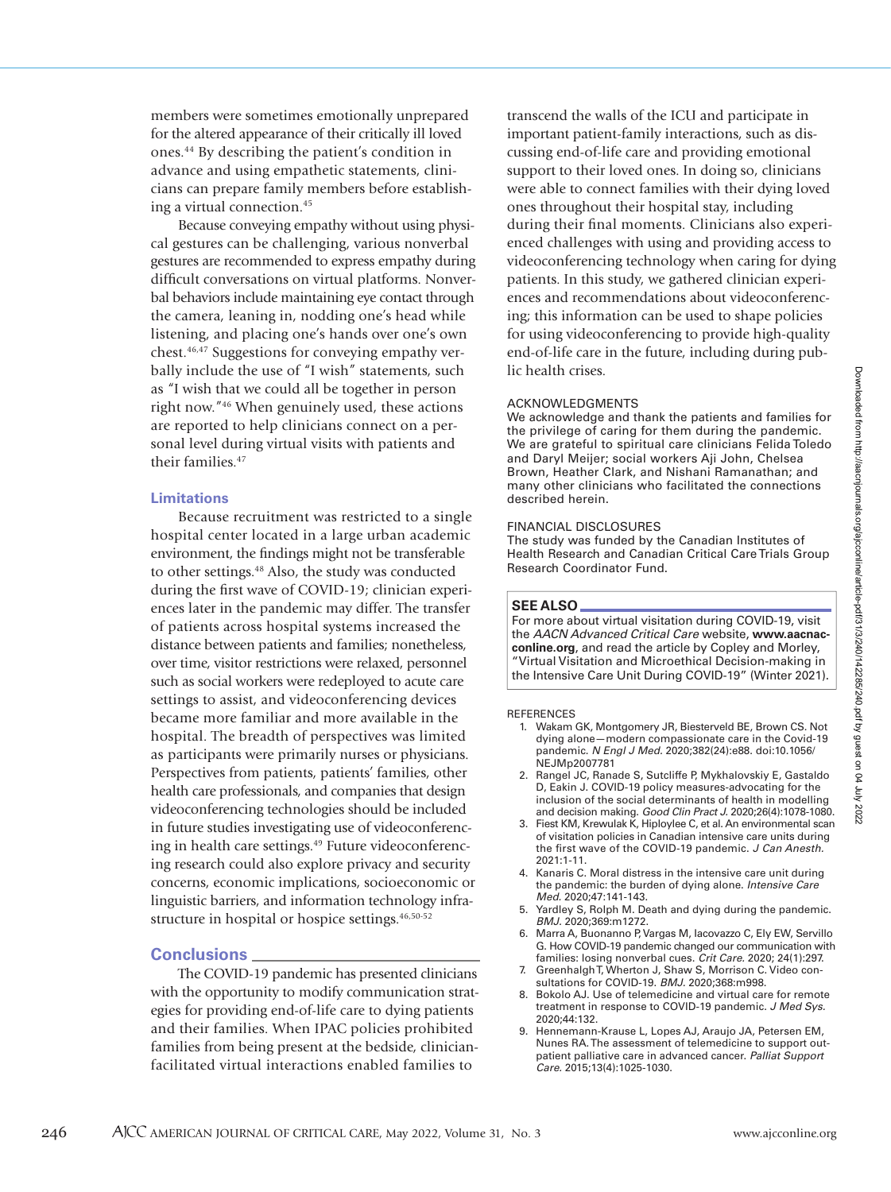members were sometimes emotionally unprepared for the altered appearance of their critically ill loved ones.[44] By describing the patient's condition in advance and using empathetic statements, clinicians can prepare family members before establishing a virtual connection.[45]

Because conveying empathy without using physical gestures can be challenging, various nonverbal gestures are recommended to express empathy during difficult conversations on virtual platforms. Nonverbal behaviors include maintaining eye contact through the camera, leaning in, nodding one's head while listening, and placing one's hands over one's own chest.[46,47] Suggestions for conveying empathy verbally include the use of "I wish" statements, such as "I wish that we could all be together in person right now."[46] When genuinely used, these actions are reported to help clinicians connect on a personal level during virtual visits with patients and their families.[47]

### Limitations

Because recruitment was restricted to a single hospital center located in a large urban academic environment, the findings might not be transferable to other settings.[48] Also, the study was conducted during the first wave of COVID-19; clinician experiences later in the pandemic may differ. The transfer of patients across hospital systems increased the distance between patients and families; nonetheless, over time, visitor restrictions were relaxed, personnel such as social workers were redeployed to acute care settings to assist, and videoconferencing devices became more familiar and more available in the hospital. The breadth of perspectives was limited as participants were primarily nurses or physicians. Perspectives from patients, patients' families, other health care professionals, and companies that design videoconferencing technologies should be included in future studies investigating use of videoconferencing in health care settings.[49] Future videoconferencing research could also explore privacy and security concerns, economic implications, socioeconomic or linguistic barriers, and information technology infrastructure in hospital or hospice settings.[46,50-52]

## Conclusions

The COVID-19 pandemic has presented clinicians with the opportunity to modify communication strategies for providing end-of-life care to dying patients and their families. When IPAC policies prohibited families from being present at the bedside, clinician-facilitated virtual interactions enabled families to transcend the walls of the ICU and participate in important patient-family interactions, such as discussing end-of-life care and providing emotional support to their loved ones. In doing so, clinicians were able to connect families with their dying loved ones throughout their hospital stay, including during their final moments. Clinicians also experienced challenges with using and providing access to videoconferencing technology when caring for dying patients. In this study, we gathered clinician experiences and recommendations about videoconferencing; this information can be used to shape policies for using videoconferencing to provide high-quality end-of-life care in the future, including during public health crises.

#### ACKNOWLEDGMENTS

We acknowledge and thank the patients and families for the privilege of caring for them during the pandemic. We are grateful to spiritual care clinicians Felida Toledo and Daryl Meijer; social workers Aji John, Chelsea Brown, Heather Clark, and Nishani Ramanathan; and many other clinicians who facilitated the connections described herein.

#### FINANCIAL DISCLOSURES

The study was funded by the Canadian Institutes of Health Research and Canadian Critical Care Trials Group Research Coordinator Fund.

#### SEE ALSO

For more about virtual visitation during COVID-19, visit the *AACN Advanced Critical Care* website, **www.aacnacconline.org**, and read the article by Copley and Morley, "Virtual Visitation and Microethical Decision-making in the Intensive Care Unit During COVID-19" (Winter 2021).

#### REFERENCES

1. Wakam GK, Montgomery JR, Biesterveld BE, Brown CS. Not dying alone—modern compassionate care in the Covid-19 pandemic. *N Engl J Med.* 2020;382(24):e88. doi:10.1056/NEJMp2007781
2. Rangel JC, Ranade S, Sutcliffe P, Mykhalovskiy E, Gastaldo D, Eakin J. COVID-19 policy measures-advocating for the inclusion of the social determinants of health in modelling and decision making. *Good Clin Pract J.* 2020;26(4):1078-1080.
3. Fiest KM, Krewulak K, Hiploylee C, et al. An environmental scan of visitation policies in Canadian intensive care units during the first wave of the COVID-19 pandemic. *J Can Anesth.* 2021:1-11.
4. Kanaris C. Moral distress in the intensive care unit during the pandemic: the burden of dying alone. *Intensive Care Med.* 2020;47:141-143.
5. Yardley S, Rolph M. Death and dying during the pandemic. *BMJ.* 2020;369:m1272.
6. Marra A, Buonanno P, Vargas M, Iacovazzo C, Ely EW, Servillo G. How COVID-19 pandemic changed our communication with families: losing nonverbal cues. *Crit Care.* 2020; 24(1):297.
7. Greenhalgh T, Wherton J, Shaw S, Morrison C. Video consultations for COVID-19. *BMJ.* 2020;368:m998.
8. Bokolo AJ. Use of telemedicine and virtual care for remote treatment in response to COVID-19 pandemic. *J Med Sys.* 2020;44:132.
9. Hennemann-Krause L, Lopes AJ, Araujo JA, Petersen EM, Nunes RA. The assessment of telemedicine to support outpatient palliative care in advanced cancer. *Palliat Support Care.* 2015;13(4):1025-1030.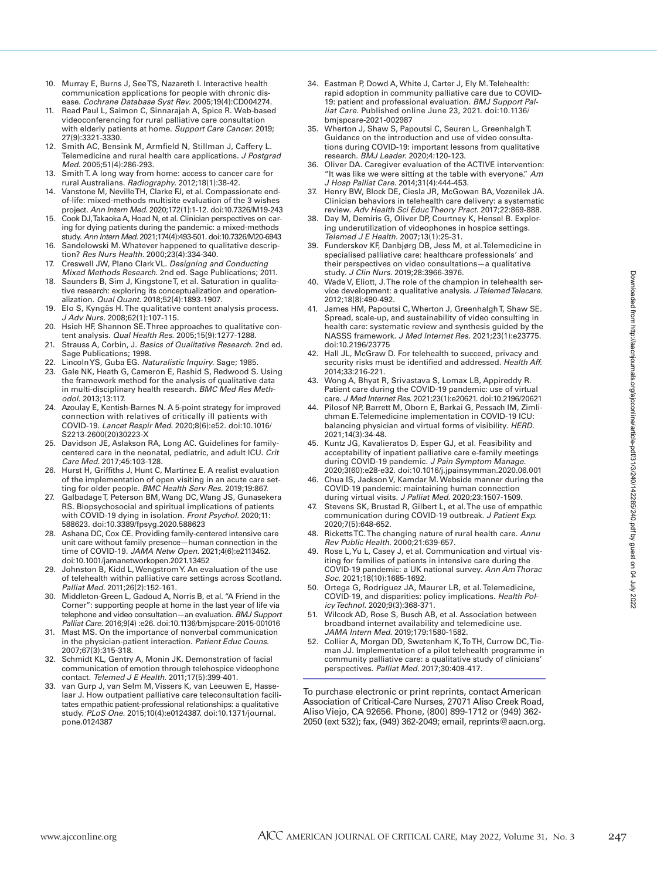10. Murray E, Burns J, See TS, Nazareth I. Interactive health communication applications for people with chronic disease. *Cochrane Database Syst Rev*. 2005;19(4):CD004274.
11. Read Paul L, Salmon C, Sinnarajah A, Spice R. Web-based videoconferencing for rural palliative care consultation with elderly patients at home. *Support Care Cancer*. 2019; 27(9):3321-3330.
12. Smith AC, Bensink M, Armfield N, Stillman J, Caffery L. Telemedicine and rural health care applications. *J Postgrad Med*. 2005;51(4):286-293.
13. Smith T. A long way from home: access to cancer care for rural Australians. *Radiography*. 2012;18(1):38-42.
14. Vanstone M, Neville TH, Clarke FJ, et al. Compassionate end-of-life: mixed-methods multisite evaluation of the 3 wishes project. *Ann Intern Med*. 2020;172(1):1-12. doi:10.7326/M19-243
15. Cook DJ, Takaoka A, Hoad N, et al. Clinician perspectives on caring for dying patients during the pandemic: a mixed-methods study. *Ann Intern Med*. 2021;174(4):493-501. doi:10.7326/M20-6943
16. Sandelowski M. Whatever happened to qualitative description? *Res Nurs Health*. 2000;23(4):334-340.
17. Creswell JW, Plano Clark VL. *Designing and Conducting Mixed Methods Research*. 2nd ed. Sage Publications; 2011.
18. Saunders B, Sim J, Kingstone T, et al. Saturation in qualitative research: exploring its conceptualization and operationalization. *Qual Quant*. 2018;52(4):1893-1907.
19. Elo S, Kyngäs H. The qualitative content analysis process. *J Adv Nurs*. 2008;62(1):107-115.
20. Hsieh HF, Shannon SE. Three approaches to qualitative content analysis. *Qual Health Res*. 2005;15(9):1277-1288.
21. Strauss A, Corbin, J. *Basics of Qualitative Research*. 2nd ed. Sage Publications; 1998.
22. Lincoln YS, Guba EG. *Naturalistic Inquiry*. Sage; 1985.
23. Gale NK, Heath G, Cameron E, Rashid S, Redwood S. Using the framework method for the analysis of qualitative data in multi-disciplinary health research. *BMC Med Res Methodol*. 2013;13:117.
24. Azoulay E, Kentish-Barnes N. A 5-point strategy for improved connection with relatives of critically ill patients with COVID-19. *Lancet Respir Med*. 2020;8(6):e52. doi:10.1016/S2213-2600(20)30223-X
25. Davidson JE, Aslakson RA, Long AC. Guidelines for family-centered care in the neonatal, pediatric, and adult ICU. *Crit Care Med*. 2017;45:103-128.
26. Hurst H, Griffiths J, Hunt C, Martinez E. A realist evaluation of the implementation of open visiting in an acute care setting for older people. *BMC Health Serv Res*. 2019;19:867.
27. Galbadage T, Peterson BM, Wang DC, Wang JS, Gunasekera RS. Biopsychosocial and spiritual implications of patients with COVID-19 dying in isolation. *Front Psychol*. 2020;11: 588623. doi:10.3389/fpsyg.2020.588623
28. Ashana DC, Cox CE. Providing family-centered intensive care unit care without family presence—human connection in the time of COVID-19. *JAMA Netw Open*. 2021;4(6):e2113452. doi:10.1001/jamanetworkopen.2021.13452
29. Johnston B, Kidd L, Wengstrom Y. An evaluation of the use of telehealth within palliative care settings across Scotland. *Palliat Med*. 2011;26(2):152-161.
30. Middleton-Green L, Gadoud A, Norris B, et al. "A Friend in the Corner": supporting people at home in the last year of life via telephone and video consultation—an evaluation. *BMJ Support Palliat Care*. 2016;9(4) :e26. doi:10.1136/bmjspcare-2015-001016
31. Mast MS. On the importance of nonverbal communication in the physician-patient interaction. *Patient Educ Couns*. 2007;67(3):315-318.
32. Schmidt KL, Gentry A, Monin JK. Demonstration of facial communication of emotion through telehospice videophone contact. *Telemed J E Health*. 2011;17(5):399-401.
33. van Gurp J, van Selm M, Vissers K, van Leeuwen E, Hasselaar J. How outpatient palliative care teleconsultation facilitates empathic patient-professional relationships: a qualitative study. *PLoS One*. 2015;10(4):e0124387. doi:10.1371/journal.pone.0124387
34. Eastman P, Dowd A, White J, Carter J, Ely M. Telehealth: rapid adoption in community palliative care due to COVID-19: patient and professional evaluation. *BMJ Support Palliat Care*. Published online June 23, 2021. doi:10.1136/bmjspcare-2021-002987
35. Wherton J, Shaw S, Papoutsi C, Seuren L, Greenhalgh T. Guidance on the introduction and use of video consultations during COVID-19: important lessons from qualitative research. *BMJ Leader*. 2020;4:120-123.
36. Oliver DA. Caregiver evaluation of the ACTIVE intervention: "It was like we were sitting at the table with everyone." *Am J Hosp Palliat Care*. 2014;31(4):444-453.
37. Henry BW, Block DE, Ciesla JR, McGowan BA, Vozenilek JA. Clinician behaviors in telehealth care delivery: a systematic review. *Adv Health Sci Educ Theory Pract*. 2017;22:869-888.
38. Day M, Demiris G, Oliver DP, Courtney K, Hensel B. Exploring underutilization of videophones in hospice settings. *Telemed J E Health*. 2007;13(1):25-31.
39. Funderskov KF, Danbjørg DB, Jess M, et al. Telemedicine in specialised palliative care: healthcare professionals' and their perspectives on video consultations—a qualitative study. *J Clin Nurs*. 2019;28:3966-3976.
40. Wade V, Eliott, J. The role of the champion in telehealth service development: a qualitative analysis. *J Telemed Telecare*. 2012;18(8):490-492.
41. James HM, Papoutsi C, Wherton J, Greenhalgh T, Shaw SE. Spread, scale-up, and sustainability of video consulting in health care: systematic review and synthesis guided by the NASSS framework. *J Med Internet Res*. 2021;23(1):e23775. doi:10.2196/23775
42. Hall JL, McGraw D. For telehealth to succeed, privacy and security risks must be identified and addressed. *Health Aff*. 2014;33:216-221.
43. Wong A, Bhyat R, Srivastava S, Lomax LB, Appireddy R. Patient care during the COVID-19 pandemic: use of virtual care. *J Med Internet Res*. 2021;23(1):e20621. doi:10.2196/20621
44. Pilosof NP, Barrett M, Oborn E, Barkai G, Pessach IM, Zimlichman E. Telemedicine implementation in COVID-19 ICU: balancing physician and virtual forms of visibility. *HERD*. 2021;14(3):34-48.
45. Kuntz JG, Kavalieratos D, Esper GJ, et al. Feasibility and acceptability of inpatient palliative care e-family meetings during COVID-19 pandemic. *J Pain Symptom Manage*. 2020;3(60):e28-e32. doi:10.1016/j.jpainsymman.2020.06.001
46. Chua IS, Jackson V, Kamdar M. Webside manner during the COVID-19 pandemic: maintaining human connection during virtual visits. *J Palliat Med*. 2020;23:1507-1509.
47. Stevens SK, Brustad R, Gilbert L, et al. The use of empathic communication during COVID-19 outbreak. *J Patient Exp*. 2020;7(5):648-652.
48. Ricketts TC. The changing nature of rural health care. *Annu Rev Public Health*. 2000;21:639-657.
49. Rose L, Yu L, Casey J, et al. Communication and virtual visiting for families of patients in intensive care during the COVID-19 pandemic: a UK national survey. *Ann Am Thorac Soc*. 2021;18(10):1685-1692.
50. Ortega G, Rodriguez JA, Maurer LR, et al. Telemedicine, COVID-19, and disparities: policy implications. *Health Policy Technol*. 2020;9(3):368-371.
51. Wilcock AD, Rose S, Busch AB, et al. Association between broadband internet availability and telemedicine use. *JAMA Intern Med*. 2019;179:1580-1582.
52. Collier A, Morgan DD, Swetenham K, To TH, Currow DC, Tieman JJ. Implementation of a pilot telehealth programme in community palliative care: a qualitative study of clinicians' perspectives. *Palliat Med*. 2017;30:409-417.

To purchase electronic or print reprints, contact American Association of Critical-Care Nurses, 27071 Aliso Creek Road, Aliso Viejo, CA 92656. Phone, (800) 899-1712 or (949) 362-2050 (ext 532); fax, (949) 362-2049; email, reprints@aacn.org.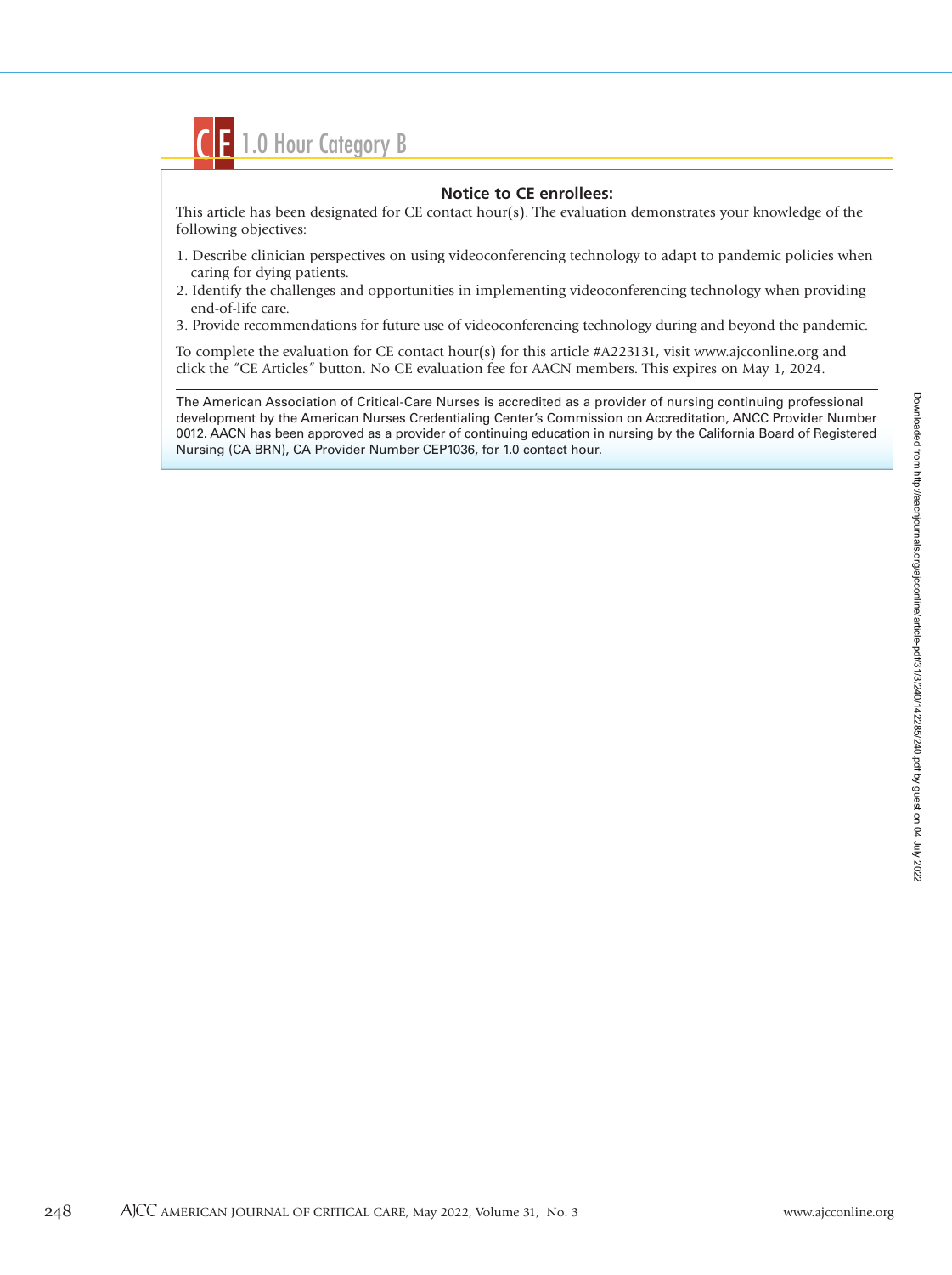# CE 1.0 Hour Category B

**Notice to CE enrollees:**

This article has been designated for CE contact hour(s). The evaluation demonstrates your knowledge of the following objectives:

1. Describe clinician perspectives on using videoconferencing technology to adapt to pandemic policies when caring for dying patients.
2. Identify the challenges and opportunities in implementing videoconferencing technology when providing end-of-life care.
3. Provide recommendations for future use of videoconferencing technology during and beyond the pandemic.

To complete the evaluation for CE contact hour(s) for this article #A223131, visit www.ajcconline.org and click the "CE Articles" button. No CE evaluation fee for AACN members. This expires on May 1, 2024.

---

The American Association of Critical-Care Nurses is accredited as a provider of nursing continuing professional development by the American Nurses Credentialing Center's Commission on Accreditation, ANCC Provider Number 0012. AACN has been approved as a provider of continuing education in nursing by the California Board of Registered Nursing (CA BRN), CA Provider Number CEP1036, for 1.0 contact hour.